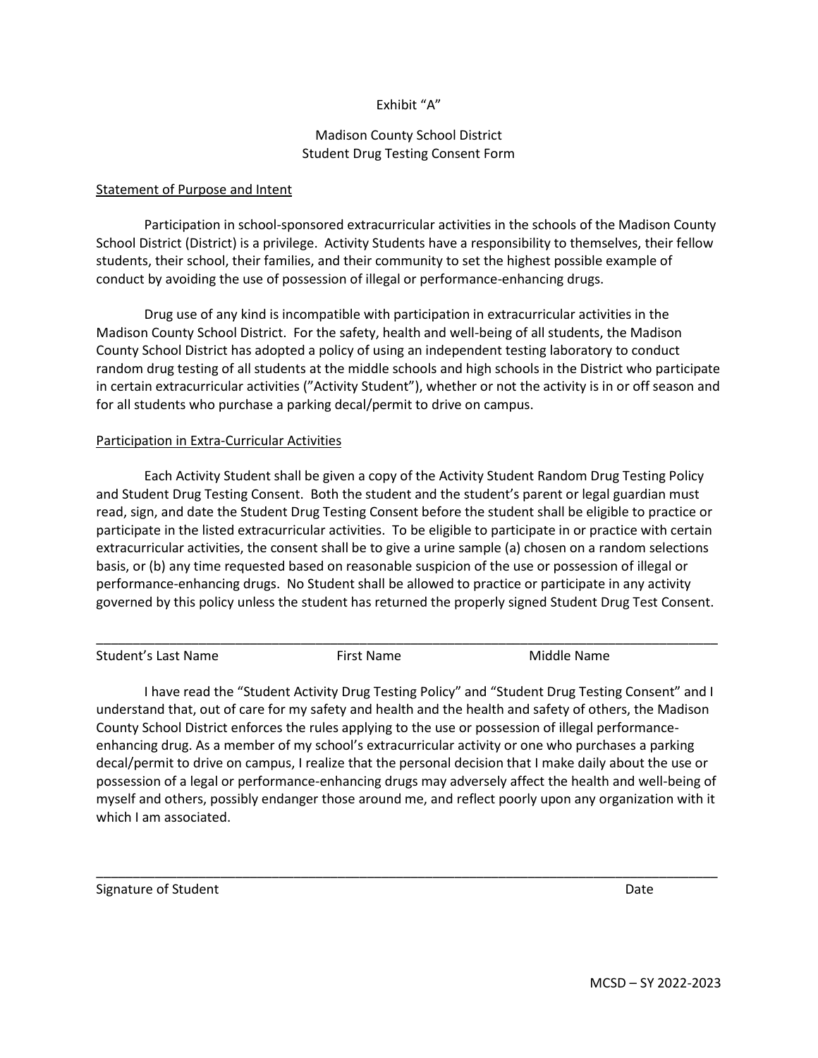Exhibit "A"

Madison County School District
Student Drug Testing Consent Form

<u>Statement of Purpose and Intent</u>

Participation in school-sponsored extracurricular activities in the schools of the Madison County School District (District) is a privilege. Activity Students have a responsibility to themselves, their fellow students, their school, their families, and their community to set the highest possible example of conduct by avoiding the use of possession of illegal or performance-enhancing drugs.

Drug use of any kind is incompatible with participation in extracurricular activities in the Madison County School District. For the safety, health and well-being of all students, the Madison County School District has adopted a policy of using an independent testing laboratory to conduct random drug testing of all students at the middle schools and high schools in the District who participate in certain extracurricular activities ("Activity Student"), whether or not the activity is in or off season and for all students who purchase a parking decal/permit to drive on campus.

<u>Participation in Extra-Curricular Activities</u>

Each Activity Student shall be given a copy of the Activity Student Random Drug Testing Policy and Student Drug Testing Consent. Both the student and the student's parent or legal guardian must read, sign, and date the Student Drug Testing Consent before the student shall be eligible to practice or participate in the listed extracurricular activities. To be eligible to participate in or practice with certain extracurricular activities, the consent shall be to give a urine sample (a) chosen on a random selections basis, or (b) any time requested based on reasonable suspicion of the use or possession of illegal or performance-enhancing drugs. No Student shall be allowed to practice or participate in any activity governed by this policy unless the student has returned the properly signed Student Drug Test Consent.

_______________________________________________________________________________

Student's Last Name First Name Middle Name

I have read the "Student Activity Drug Testing Policy" and "Student Drug Testing Consent" and I understand that, out of care for my safety and health and the health and safety of others, the Madison County School District enforces the rules applying to the use or possession of illegal performance-enhancing drug. As a member of my school's extracurricular activity or one who purchases a parking decal/permit to drive on campus, I realize that the personal decision that I make daily about the use or possession of a legal or performance-enhancing drugs may adversely affect the health and well-being of myself and others, possibly endanger those around me, and reflect poorly upon any organization with it which I am associated.

_______________________________________________________________________________

Signature of Student Date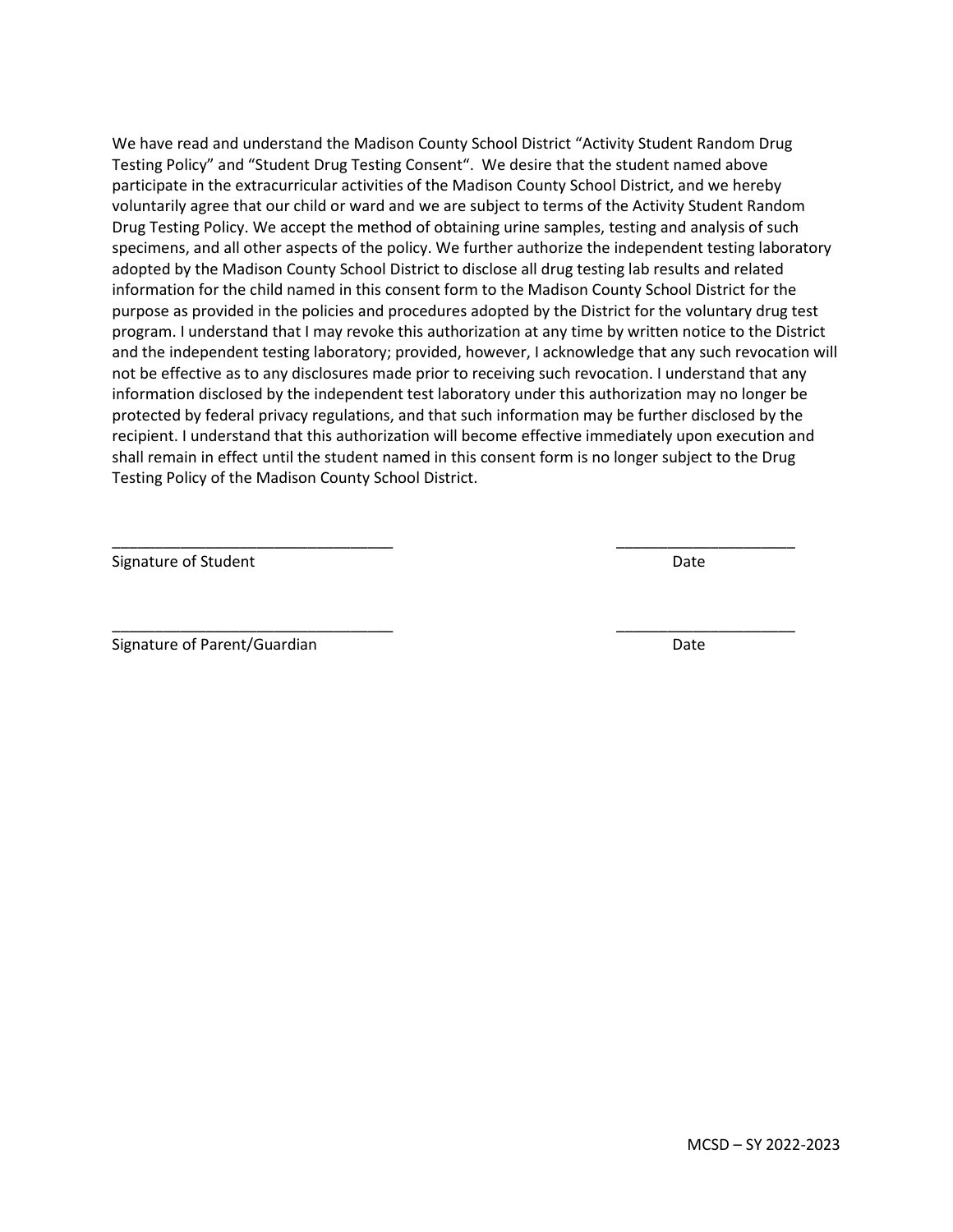We have read and understand the Madison County School District "Activity Student Random Drug Testing Policy" and "Student Drug Testing Consent". We desire that the student named above participate in the extracurricular activities of the Madison County School District, and we hereby voluntarily agree that our child or ward and we are subject to terms of the Activity Student Random Drug Testing Policy. We accept the method of obtaining urine samples, testing and analysis of such specimens, and all other aspects of the policy. We further authorize the independent testing laboratory adopted by the Madison County School District to disclose all drug testing lab results and related information for the child named in this consent form to the Madison County School District for the purpose as provided in the policies and procedures adopted by the District for the voluntary drug test program. I understand that I may revoke this authorization at any time by written notice to the District and the independent testing laboratory; provided, however, I acknowledge that any such revocation will not be effective as to any disclosures made prior to receiving such revocation. I understand that any information disclosed by the independent test laboratory under this authorization may no longer be protected by federal privacy regulations, and that such information may be further disclosed by the recipient. I understand that this authorization will become effective immediately upon execution and shall remain in effect until the student named in this consent form is no longer subject to the Drug Testing Policy of the Madison County School District.

_________________________________ _____________________

Signature of Student Date

_________________________________ _____________________

Signature of Parent/Guardian Date

MCSD – SY 2022-2023